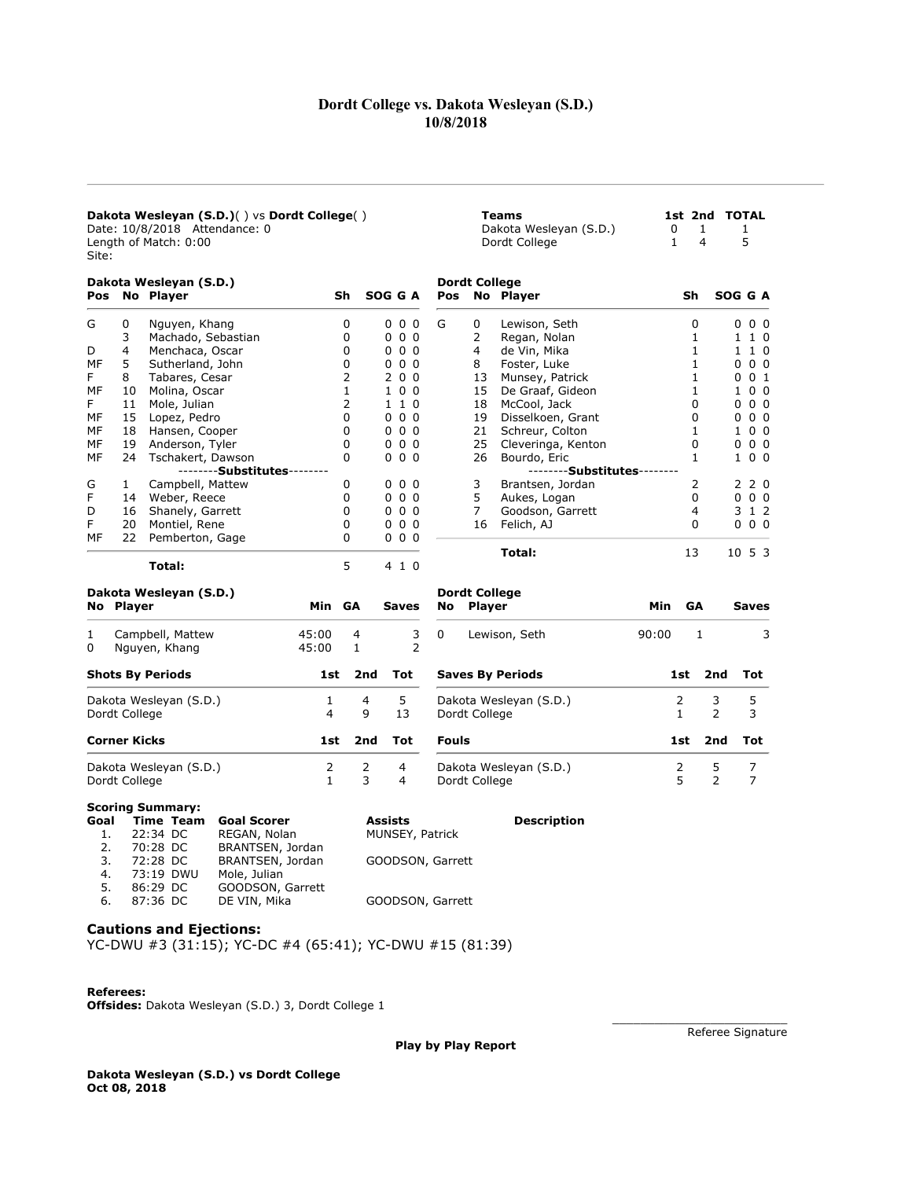# Dordt College vs. Dakota Wesleyan (S.D.)
## 10/8/2018

---

**Dakota Wesleyan (S.D.)**( ) vs **Dordt College**( )
Date: 10/8/2018 Attendance: 0
Length of Match: 0:00
Site:

| Teams | 1st | 2nd | TOTAL |
|---|---|---|---|
| Dakota Wesleyan (S.D.) | 0 | 1 | 1 |
| Dordt College | 1 | 4 | 5 |

### Dakota Wesleyan (S.D.)

| Pos | No | Player | Sh | SOG | G | A |
|---|---|---|---|---|---|---|
| G | 0 | Nguyen, Khang | 0 | 0 | 0 | 0 |
| | 3 | Machado, Sebastian | 0 | 0 | 0 | 0 |
| D | 4 | Menchaca, Oscar | 0 | 0 | 0 | 0 |
| MF | 5 | Sutherland, John | 0 | 0 | 0 | 0 |
| F | 8 | Tabares, Cesar | 2 | 2 | 0 | 0 |
| MF | 10 | Molina, Oscar | 1 | 1 | 0 | 0 |
| F | 11 | Mole, Julian | 2 | 1 | 1 | 0 |
| MF | 15 | Lopez, Pedro | 0 | 0 | 0 | 0 |
| MF | 18 | Hansen, Cooper | 0 | 0 | 0 | 0 |
| MF | 19 | Anderson, Tyler | 0 | 0 | 0 | 0 |
| MF | 24 | Tschakert, Dawson | 0 | 0 | 0 | 0 |
| | | --------**Substitutes**-------- | | | | |
| G | 1 | Campbell, Mattew | 0 | 0 | 0 | 0 |
| F | 14 | Weber, Reece | 0 | 0 | 0 | 0 |
| D | 16 | Shanely, Garrett | 0 | 0 | 0 | 0 |
| F | 20 | Montiel, Rene | 0 | 0 | 0 | 0 |
| MF | 22 | Pemberton, Gage | 0 | 0 | 0 | 0 |
| | | **Total:** | 5 | 4 | 1 | 0 |

### Dordt College

| Pos | No | Player | Sh | SOG | G | A |
|---|---|---|---|---|---|---|
| G | 0 | Lewison, Seth | 0 | 0 | 0 | 0 |
| | 2 | Regan, Nolan | 1 | 1 | 1 | 0 |
| | 4 | de Vin, Mika | 1 | 1 | 1 | 0 |
| | 8 | Foster, Luke | 1 | 0 | 0 | 0 |
| | 13 | Munsey, Patrick | 1 | 0 | 0 | 1 |
| | 15 | De Graaf, Gideon | 1 | 1 | 0 | 0 |
| | 18 | McCool, Jack | 0 | 0 | 0 | 0 |
| | 19 | Disselkoen, Grant | 0 | 0 | 0 | 0 |
| | 21 | Schreur, Colton | 1 | 1 | 0 | 0 |
| | 25 | Cleveringa, Kenton | 0 | 0 | 0 | 0 |
| | 26 | Bourdo, Eric | 1 | 1 | 0 | 0 |
| | | --------**Substitutes**-------- | | | | |
| | 3 | Brantsen, Jordan | 2 | 2 | 2 | 0 |
| | 5 | Aukes, Logan | 0 | 0 | 0 | 0 |
| | 7 | Goodson, Garrett | 4 | 3 | 1 | 2 |
| | 16 | Felich, AJ | 0 | 0 | 0 | 0 |
| | | **Total:** | 13 | 10 | 5 | 3 |

### Dakota Wesleyan (S.D.)

| No | Player | Min | GA | Saves |
|---|---|---|---|---|
| 1 | Campbell, Mattew | 45:00 | 4 | 3 |
| 0 | Nguyen, Khang | 45:00 | 1 | 2 |

### Dordt College

| No | Player | Min | GA | Saves |
|---|---|---|---|---|
| 0 | Lewison, Seth | 90:00 | 1 | 3 |

| Shots By Periods | 1st | 2nd | Tot |
|---|---|---|---|
| Dakota Wesleyan (S.D.) | 1 | 4 | 5 |
| Dordt College | 4 | 9 | 13 |

| Saves By Periods | 1st | 2nd | Tot |
|---|---|---|---|
| Dakota Wesleyan (S.D.) | 2 | 3 | 5 |
| Dordt College | 1 | 2 | 3 |

| Corner Kicks | 1st | 2nd | Tot |
|---|---|---|---|
| Dakota Wesleyan (S.D.) | 2 | 2 | 4 |
| Dordt College | 1 | 3 | 4 |

| Fouls | 1st | 2nd | Tot |
|---|---|---|---|
| Dakota Wesleyan (S.D.) | 2 | 5 | 7 |
| Dordt College | 5 | 2 | 7 |

**Scoring Summary:**

| Goal | Time | Team | Goal Scorer | Assists | Description |
|---|---|---|---|---|---|
| 1. | 22:34 | DC | REGAN, Nolan | MUNSEY, Patrick | |
| 2. | 70:28 | DC | BRANTSEN, Jordan | | |
| 3. | 72:28 | DC | BRANTSEN, Jordan | GOODSON, Garrett | |
| 4. | 73:19 | DWU | Mole, Julian | | |
| 5. | 86:29 | DC | GOODSON, Garrett | | |
| 6. | 87:36 | DC | DE VIN, Mika | GOODSON, Garrett | |

## Cautions and Ejections:

YC-DWU #3 (31:15); YC-DC #4 (65:41); YC-DWU #15 (81:39)

**Referees:**
**Offsides:** Dakota Wesleyan (S.D.) 3, Dordt College 1

\_\_\_\_\_\_\_\_\_\_\_\_\_\_\_\_\_\_\_\_\_\_\_\_\_\_
Referee Signature

**Play by Play Report**

**Dakota Wesleyan (S.D.) vs Dordt College**
**Oct 08, 2018**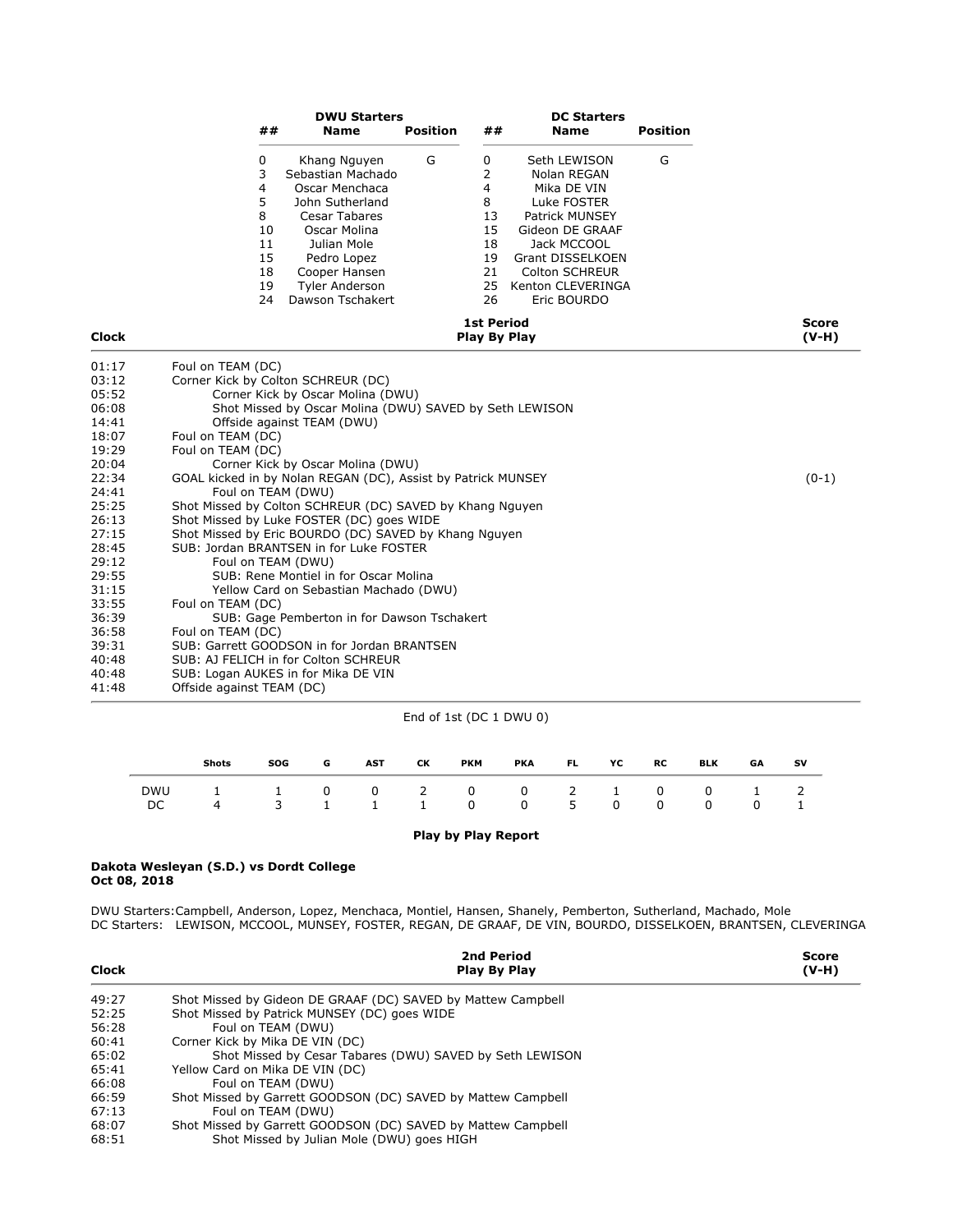| ## | DWU Starters Name | Position | ## | DC Starters Name | Position |
|---|---|---|---|---|---|
| 0 | Khang Nguyen | G | 0 | Seth LEWISON | G |
| 3 | Sebastian Machado | | 2 | Nolan REGAN | |
| 4 | Oscar Menchaca | | 4 | Mika DE VIN | |
| 5 | John Sutherland | | 8 | Luke FOSTER | |
| 8 | Cesar Tabares | | 13 | Patrick MUNSEY | |
| 10 | Oscar Molina | | 15 | Gideon DE GRAAF | |
| 11 | Julian Mole | | 18 | Jack MCCOOL | |
| 15 | Pedro Lopez | | 19 | Grant DISSELKOEN | |
| 18 | Cooper Hansen | | 21 | Colton SCHREUR | |
| 19 | Tyler Anderson | | 25 | Kenton CLEVERINGA | |
| 24 | Dawson Tschakert | | 26 | Eric BOURDO | |

| Clock | 1st Period Play By Play | Score (V-H) |
|---|---|---|
| 01:17 | Foul on TEAM (DC) | |
| 03:12 | Corner Kick by Colton SCHREUR (DC) | |
| 05:52 | Corner Kick by Oscar Molina (DWU) | |
| 06:08 | Shot Missed by Oscar Molina (DWU) SAVED by Seth LEWISON | |
| 14:41 | Offside against TEAM (DWU) | |
| 18:07 | Foul on TEAM (DC) | |
| 19:29 | Foul on TEAM (DC) | |
| 20:04 | Corner Kick by Oscar Molina (DWU) | |
| 22:34 | GOAL kicked in by Nolan REGAN (DC), Assist by Patrick MUNSEY | (0-1) |
| 24:41 | Foul on TEAM (DWU) | |
| 25:25 | Shot Missed by Colton SCHREUR (DC) SAVED by Khang Nguyen | |
| 26:13 | Shot Missed by Luke FOSTER (DC) goes WIDE | |
| 27:15 | Shot Missed by Eric BOURDO (DC) SAVED by Khang Nguyen | |
| 28:45 | SUB: Jordan BRANTSEN in for Luke FOSTER | |
| 29:12 | Foul on TEAM (DWU) | |
| 29:55 | SUB: Rene Montiel in for Oscar Molina | |
| 31:15 | Yellow Card on Sebastian Machado (DWU) | |
| 33:55 | Foul on TEAM (DC) | |
| 36:39 | SUB: Gage Pemberton in for Dawson Tschakert | |
| 36:58 | Foul on TEAM (DC) | |
| 39:31 | SUB: Garrett GOODSON in for Jordan BRANTSEN | |
| 40:48 | SUB: AJ FELICH in for Colton SCHREUR | |
| 40:48 | SUB: Logan AUKES in for Mika DE VIN | |
| 41:48 | Offside against TEAM (DC) | |

End of 1st (DC 1 DWU 0)

| | Shots | SOG | G | AST | CK | PKM | PKA | FL | YC | RC | BLK | GA | SV |
|---|---|---|---|---|---|---|---|---|---|---|---|---|---|
| DWU | 1 | 1 | 0 | 0 | 2 | 0 | 0 | 2 | 1 | 0 | 0 | 1 | 2 |
| DC | 4 | 3 | 1 | 1 | 1 | 0 | 0 | 5 | 0 | 0 | 0 | 0 | 1 |

**Play by Play Report**

**Dakota Wesleyan (S.D.) vs Dordt College**
**Oct 08, 2018**

DWU Starters: Campbell, Anderson, Lopez, Menchaca, Montiel, Hansen, Shanely, Pemberton, Sutherland, Machado, Mole
DC Starters: LEWISON, MCCOOL, MUNSEY, FOSTER, REGAN, DE GRAAF, DE VIN, BOURDO, DISSELKOEN, BRANTSEN, CLEVERINGA

| Clock | 2nd Period Play By Play | Score (V-H) |
|---|---|---|
| 49:27 | Shot Missed by Gideon DE GRAAF (DC) SAVED by Mattew Campbell | |
| 52:25 | Shot Missed by Patrick MUNSEY (DC) goes WIDE | |
| 56:28 | Foul on TEAM (DWU) | |
| 60:41 | Corner Kick by Mika DE VIN (DC) | |
| 65:02 | Shot Missed by Cesar Tabares (DWU) SAVED by Seth LEWISON | |
| 65:41 | Yellow Card on Mika DE VIN (DC) | |
| 66:08 | Foul on TEAM (DWU) | |
| 66:59 | Shot Missed by Garrett GOODSON (DC) SAVED by Mattew Campbell | |
| 67:13 | Foul on TEAM (DWU) | |
| 68:07 | Shot Missed by Garrett GOODSON (DC) SAVED by Mattew Campbell | |
| 68:51 | Shot Missed by Julian Mole (DWU) goes HIGH | |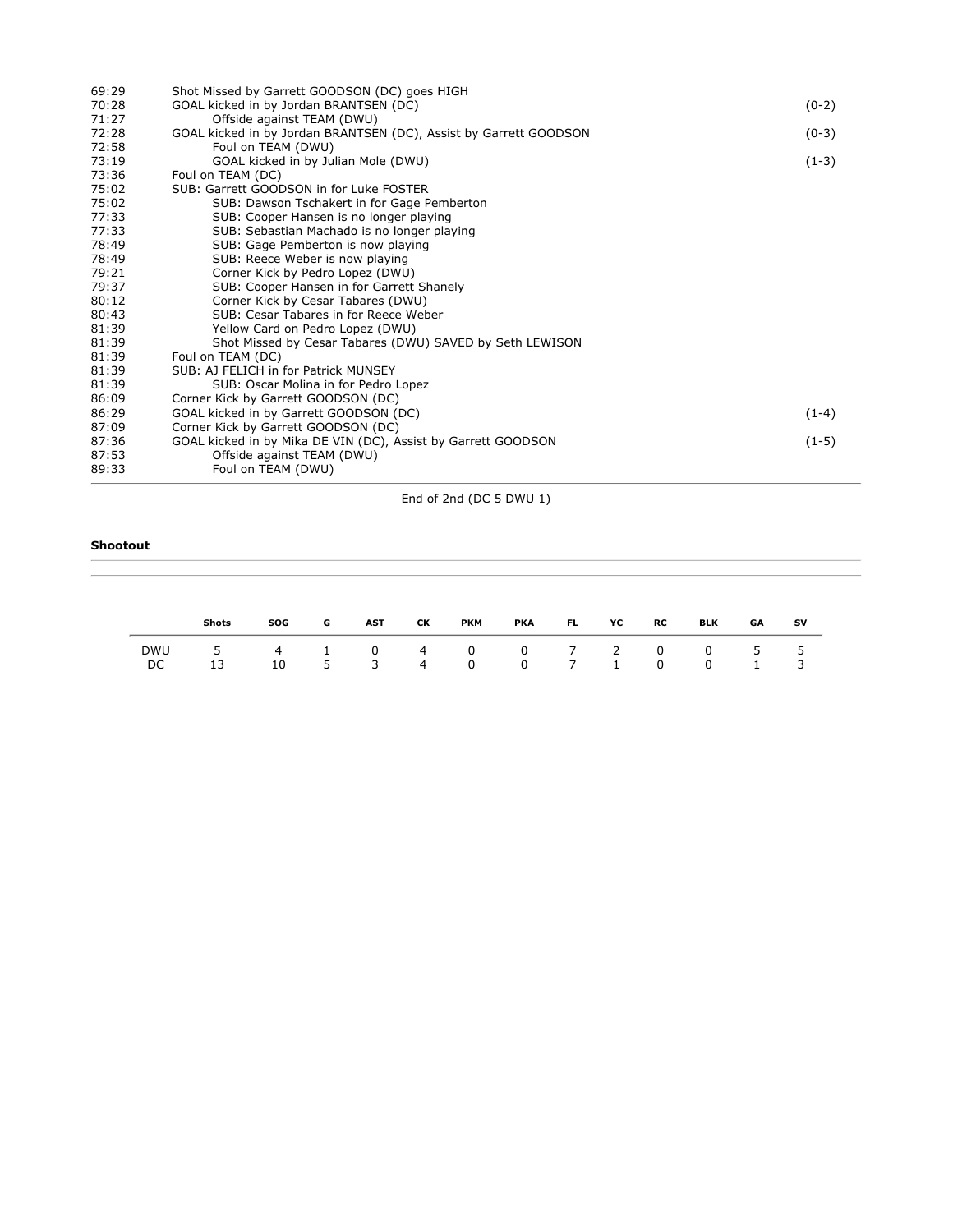| | | |
|---|---|---|
| 69:29 | Shot Missed by Garrett GOODSON (DC) goes HIGH | |
| 70:28 | GOAL kicked in by Jordan BRANTSEN (DC) | (0-2) |
| 71:27 | Offside against TEAM (DWU) | |
| 72:28 | GOAL kicked in by Jordan BRANTSEN (DC), Assist by Garrett GOODSON | (0-3) |
| 72:58 | Foul on TEAM (DWU) | |
| 73:19 | GOAL kicked in by Julian Mole (DWU) | (1-3) |
| 73:36 | Foul on TEAM (DC) | |
| 75:02 | SUB: Garrett GOODSON in for Luke FOSTER | |
| 75:02 | SUB: Dawson Tschakert in for Gage Pemberton | |
| 77:33 | SUB: Cooper Hansen is no longer playing | |
| 77:33 | SUB: Sebastian Machado is no longer playing | |
| 78:49 | SUB: Gage Pemberton is now playing | |
| 78:49 | SUB: Reece Weber is now playing | |
| 79:21 | Corner Kick by Pedro Lopez (DWU) | |
| 79:37 | SUB: Cooper Hansen in for Garrett Shanely | |
| 80:12 | Corner Kick by Cesar Tabares (DWU) | |
| 80:43 | SUB: Cesar Tabares in for Reece Weber | |
| 81:39 | Yellow Card on Pedro Lopez (DWU) | |
| 81:39 | Shot Missed by Cesar Tabares (DWU) SAVED by Seth LEWISON | |
| 81:39 | Foul on TEAM (DC) | |
| 81:39 | SUB: AJ FELICH in for Patrick MUNSEY | |
| 81:39 | SUB: Oscar Molina in for Pedro Lopez | |
| 86:09 | Corner Kick by Garrett GOODSON (DC) | |
| 86:29 | GOAL kicked in by Garrett GOODSON (DC) | (1-4) |
| 87:09 | Corner Kick by Garrett GOODSON (DC) | |
| 87:36 | GOAL kicked in by Mika DE VIN (DC), Assist by Garrett GOODSON | (1-5) |
| 87:53 | Offside against TEAM (DWU) | |
| 89:33 | Foul on TEAM (DWU) | |

End of 2nd (DC 5 DWU 1)

**Shootout**

| | Shots | SOG | G | AST | CK | PKM | PKA | FL | YC | RC | BLK | GA | SV |
|---|---|---|---|---|---|---|---|---|---|---|---|---|---|
| DWU | 5 | 4 | 1 | 0 | 4 | 0 | 0 | 7 | 2 | 0 | 0 | 5 | 5 |
| DC | 13 | 10 | 5 | 3 | 4 | 0 | 0 | 7 | 1 | 0 | 0 | 1 | 3 |